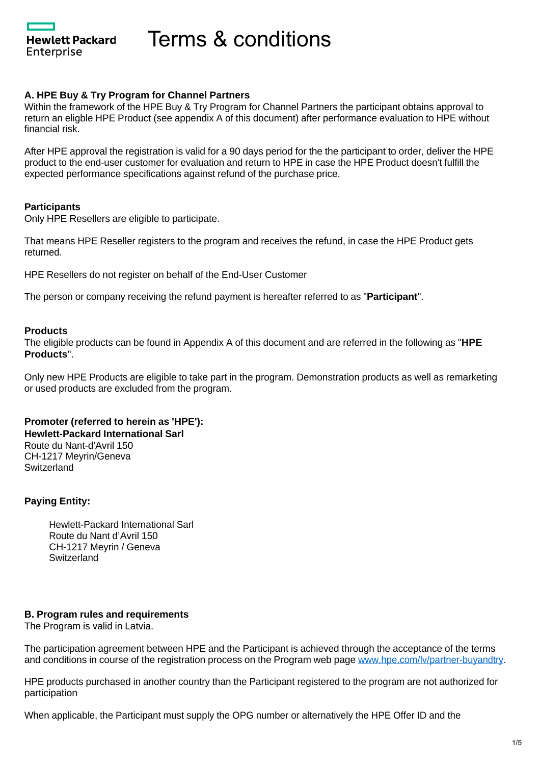# Terms & conditions

### A. HPE Buy & Try Program for Channel Partners

Within the framework of the HPE Buy & Try Program for Channel Partners the participant obtains approval to return an eligble HPE Product (see appendix A of this document) after performance evaluation to HPE without financial risk.

After HPE approval the registration is valid for a 90 days period for the the participant to order, deliver the HPE product to the end-user customer for evaluation and return to HPE in case the HPE Product doesn't fulfill the expected performance specifications against refund of the purchase price.

**Participants**

Only HPE Resellers are eligible to participate.

That means HPE Reseller registers to the program and receives the refund, in case the HPE Product gets returned.

HPE Resellers do not register on behalf of the End-User Customer

The person or company receiving the refund payment is hereafter referred to as "**Participant**".

**Products**

The eligible products can be found in Appendix A of this document and are referred in the following as "**HPE Products**".

Only new HPE Products are eligible to take part in the program. Demonstration products as well as remarketing or used products are excluded from the program.

**Promoter (referred to herein as 'HPE'):**
**Hewlett-Packard International Sarl**
Route du Nant-d'Avril 150
CH-1217 Meyrin/Geneva
Switzerland

**Paying Entity:**

Hewlett-Packard International Sarl
Route du Nant d'Avril 150
CH-1217 Meyrin / Geneva
Switzerland

### B. Program rules and requirements

The Program is valid in Latvia.

The participation agreement between HPE and the Participant is achieved through the acceptance of the terms and conditions in course of the registration process on the Program web page [www.hpe.com/lv/partner-buyandtry](http://www.hpe.com/lv/partner-buyandtry).

HPE products purchased in another country than the Participant registered to the program are not authorized for participation

When applicable, the Participant must supply the OPG number or alternatively the HPE Offer ID and the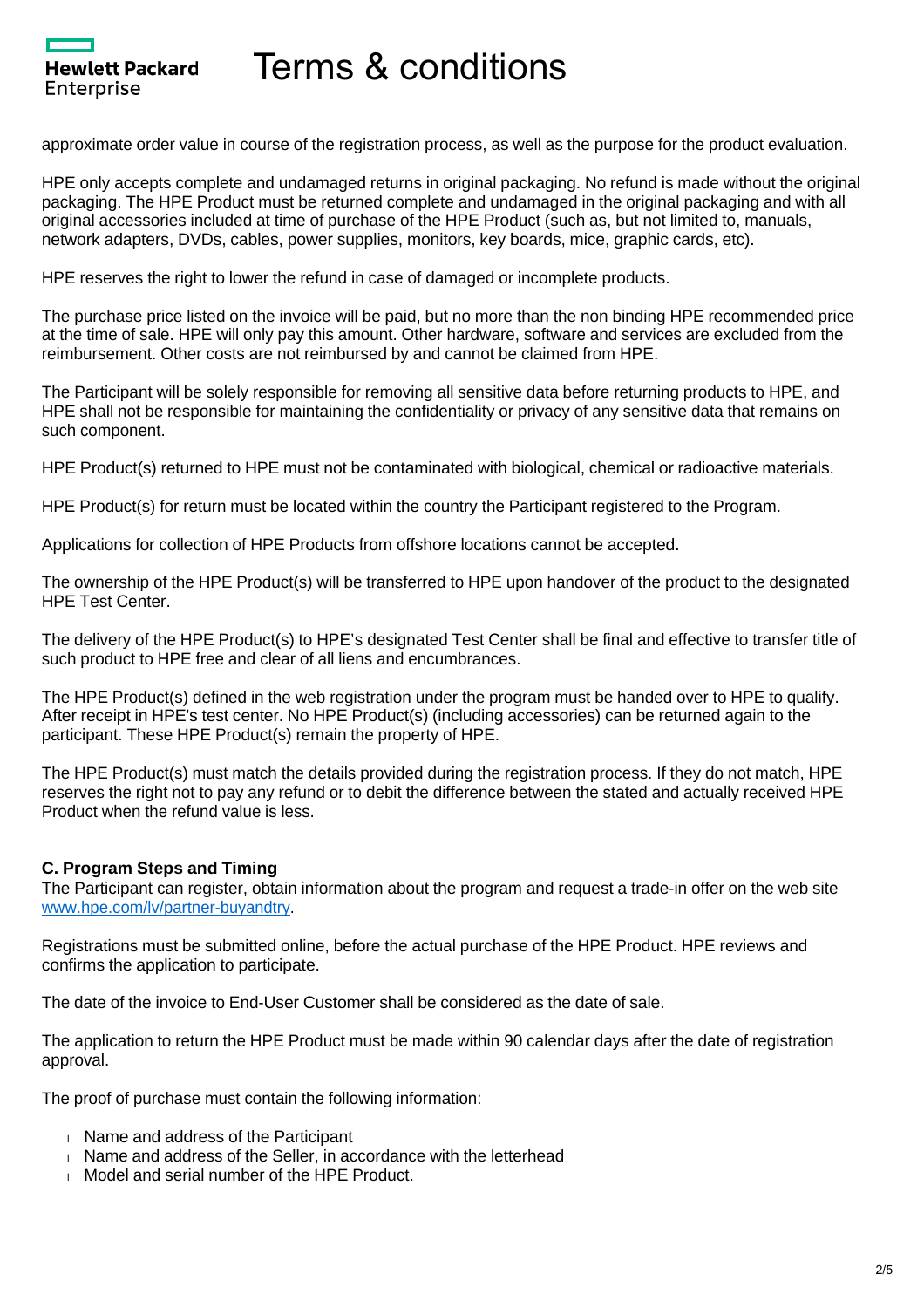approximate order value in course of the registration process, as well as the purpose for the product evaluation.

HPE only accepts complete and undamaged returns in original packaging. No refund is made without the original packaging. The HPE Product must be returned complete and undamaged in the original packaging and with all original accessories included at time of purchase of the HPE Product (such as, but not limited to, manuals, network adapters, DVDs, cables, power supplies, monitors, key boards, mice, graphic cards, etc).

HPE reserves the right to lower the refund in case of damaged or incomplete products.

The purchase price listed on the invoice will be paid, but no more than the non binding HPE recommended price at the time of sale. HPE will only pay this amount. Other hardware, software and services are excluded from the reimbursement. Other costs are not reimbursed by and cannot be claimed from HPE.

The Participant will be solely responsible for removing all sensitive data before returning products to HPE, and HPE shall not be responsible for maintaining the confidentiality or privacy of any sensitive data that remains on such component.

HPE Product(s) returned to HPE must not be contaminated with biological, chemical or radioactive materials.

HPE Product(s) for return must be located within the country the Participant registered to the Program.

Applications for collection of HPE Products from offshore locations cannot be accepted.

The ownership of the HPE Product(s) will be transferred to HPE upon handover of the product to the designated HPE Test Center.

The delivery of the HPE Product(s) to HPE's designated Test Center shall be final and effective to transfer title of such product to HPE free and clear of all liens and encumbrances.

The HPE Product(s) defined in the web registration under the program must be handed over to HPE to qualify. After receipt in HPE's test center. No HPE Product(s) (including accessories) can be returned again to the participant. These HPE Product(s) remain the property of HPE.

The HPE Product(s) must match the details provided during the registration process. If they do not match, HPE reserves the right not to pay any refund or to debit the difference between the stated and actually received HPE Product when the refund value is less.

**C. Program Steps and Timing**

The Participant can register, obtain information about the program and request a trade-in offer on the web site [www.hpe.com/lv/partner-buyandtry](http://www.hpe.com/lv/partner-buyandtry).

Registrations must be submitted online, before the actual purchase of the HPE Product. HPE reviews and confirms the application to participate.

The date of the invoice to End-User Customer shall be considered as the date of sale.

The application to return the HPE Product must be made within 90 calendar days after the date of registration approval.

The proof of purchase must contain the following information:

- Name and address of the Participant
- Name and address of the Seller, in accordance with the letterhead
- Model and serial number of the HPE Product.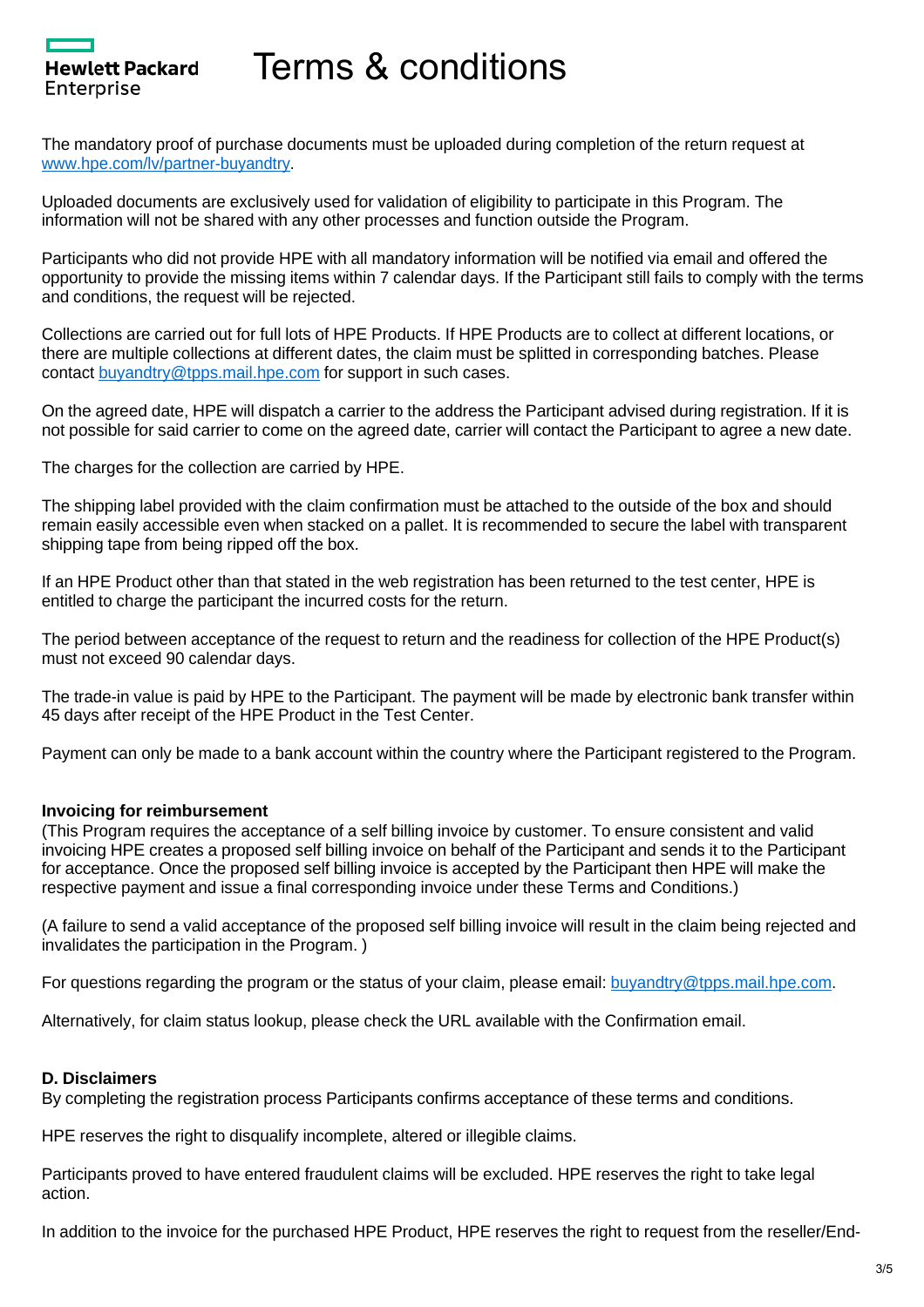The mandatory proof of purchase documents must be uploaded during completion of the return request at [www.hpe.com/lv/partner-buyandtry](www.hpe.com/lv/partner-buyandtry).

Uploaded documents are exclusively used for validation of eligibility to participate in this Program. The information will not be shared with any other processes and function outside the Program.

Participants who did not provide HPE with all mandatory information will be notified via email and offered the opportunity to provide the missing items within 7 calendar days. If the Participant still fails to comply with the terms and conditions, the request will be rejected.

Collections are carried out for full lots of HPE Products. If HPE Products are to collect at different locations, or there are multiple collections at different dates, the claim must be splitted in corresponding batches. Please contact [buyandtry@tpps.mail.hpe.com](mailto:buyandtry@tpps.mail.hpe.com) for support in such cases.

On the agreed date, HPE will dispatch a carrier to the address the Participant advised during registration. If it is not possible for said carrier to come on the agreed date, carrier will contact the Participant to agree a new date.

The charges for the collection are carried by HPE.

The shipping label provided with the claim confirmation must be attached to the outside of the box and should remain easily accessible even when stacked on a pallet. It is recommended to secure the label with transparent shipping tape from being ripped off the box.

If an HPE Product other than that stated in the web registration has been returned to the test center, HPE is entitled to charge the participant the incurred costs for the return.

The period between acceptance of the request to return and the readiness for collection of the HPE Product(s) must not exceed 90 calendar days.

The trade-in value is paid by HPE to the Participant. The payment will be made by electronic bank transfer within 45 days after receipt of the HPE Product in the Test Center.

Payment can only be made to a bank account within the country where the Participant registered to the Program.

**Invoicing for reimbursement**
(This Program requires the acceptance of a self billing invoice by customer. To ensure consistent and valid invoicing HPE creates a proposed self billing invoice on behalf of the Participant and sends it to the Participant for acceptance. Once the proposed self billing invoice is accepted by the Participant then HPE will make the respective payment and issue a final corresponding invoice under these Terms and Conditions.)

(A failure to send a valid acceptance of the proposed self billing invoice will result in the claim being rejected and invalidates the participation in the Program. )

For questions regarding the program or the status of your claim, please email: [buyandtry@tpps.mail.hpe.com](mailto:buyandtry@tpps.mail.hpe.com).

Alternatively, for claim status lookup, please check the URL available with the Confirmation email.

**D. Disclaimers**
By completing the registration process Participants confirms acceptance of these terms and conditions.

HPE reserves the right to disqualify incomplete, altered or illegible claims.

Participants proved to have entered fraudulent claims will be excluded. HPE reserves the right to take legal action.

In addition to the invoice for the purchased HPE Product, HPE reserves the right to request from the reseller/End-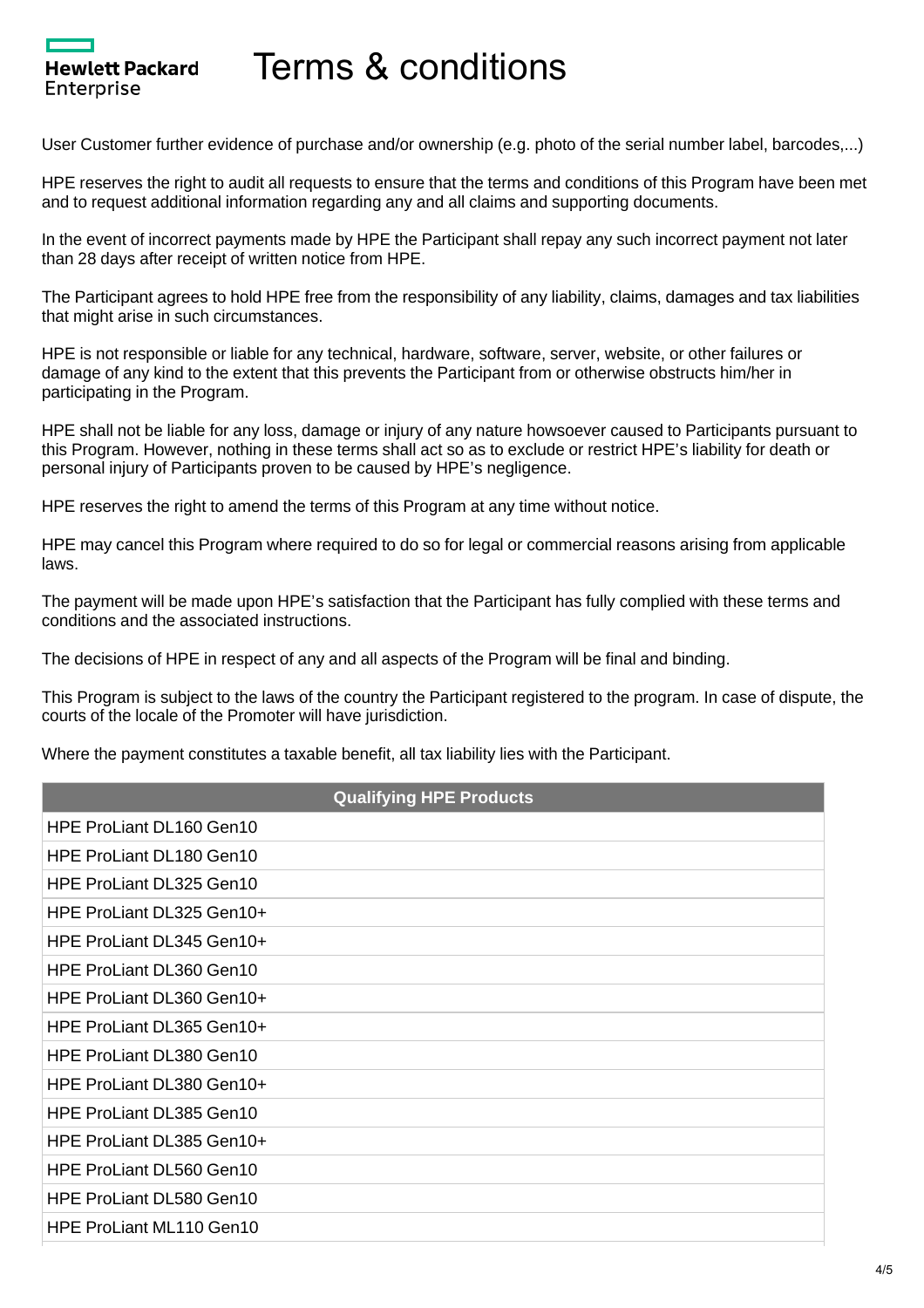User Customer further evidence of purchase and/or ownership (e.g. photo of the serial number label, barcodes,...)

HPE reserves the right to audit all requests to ensure that the terms and conditions of this Program have been met and to request additional information regarding any and all claims and supporting documents.

In the event of incorrect payments made by HPE the Participant shall repay any such incorrect payment not later than 28 days after receipt of written notice from HPE.

The Participant agrees to hold HPE free from the responsibility of any liability, claims, damages and tax liabilities that might arise in such circumstances.

HPE is not responsible or liable for any technical, hardware, software, server, website, or other failures or damage of any kind to the extent that this prevents the Participant from or otherwise obstructs him/her in participating in the Program.

HPE shall not be liable for any loss, damage or injury of any nature howsoever caused to Participants pursuant to this Program. However, nothing in these terms shall act so as to exclude or restrict HPE's liability for death or personal injury of Participants proven to be caused by HPE's negligence.

HPE reserves the right to amend the terms of this Program at any time without notice.

HPE may cancel this Program where required to do so for legal or commercial reasons arising from applicable laws.

The payment will be made upon HPE's satisfaction that the Participant has fully complied with these terms and conditions and the associated instructions.

The decisions of HPE in respect of any and all aspects of the Program will be final and binding.

This Program is subject to the laws of the country the Participant registered to the program. In case of dispute, the courts of the locale of the Promoter will have jurisdiction.

Where the payment constitutes a taxable benefit, all tax liability lies with the Participant.

| Qualifying HPE Products |
| --- |
| HPE ProLiant DL160 Gen10 |
| HPE ProLiant DL180 Gen10 |
| HPE ProLiant DL325 Gen10 |
| HPE ProLiant DL325 Gen10+ |
| HPE ProLiant DL345 Gen10+ |
| HPE ProLiant DL360 Gen10 |
| HPE ProLiant DL360 Gen10+ |
| HPE ProLiant DL365 Gen10+ |
| HPE ProLiant DL380 Gen10 |
| HPE ProLiant DL380 Gen10+ |
| HPE ProLiant DL385 Gen10 |
| HPE ProLiant DL385 Gen10+ |
| HPE ProLiant DL560 Gen10 |
| HPE ProLiant DL580 Gen10 |
| HPE ProLiant ML110 Gen10 |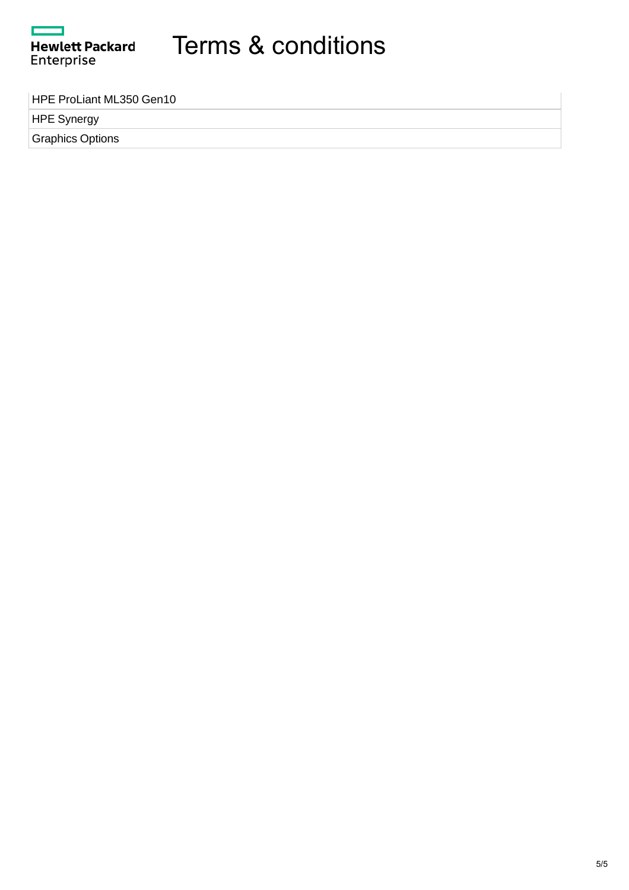| |
|---|
| HPE ProLiant ML350 Gen10 |
| HPE Synergy |
| Graphics Options |